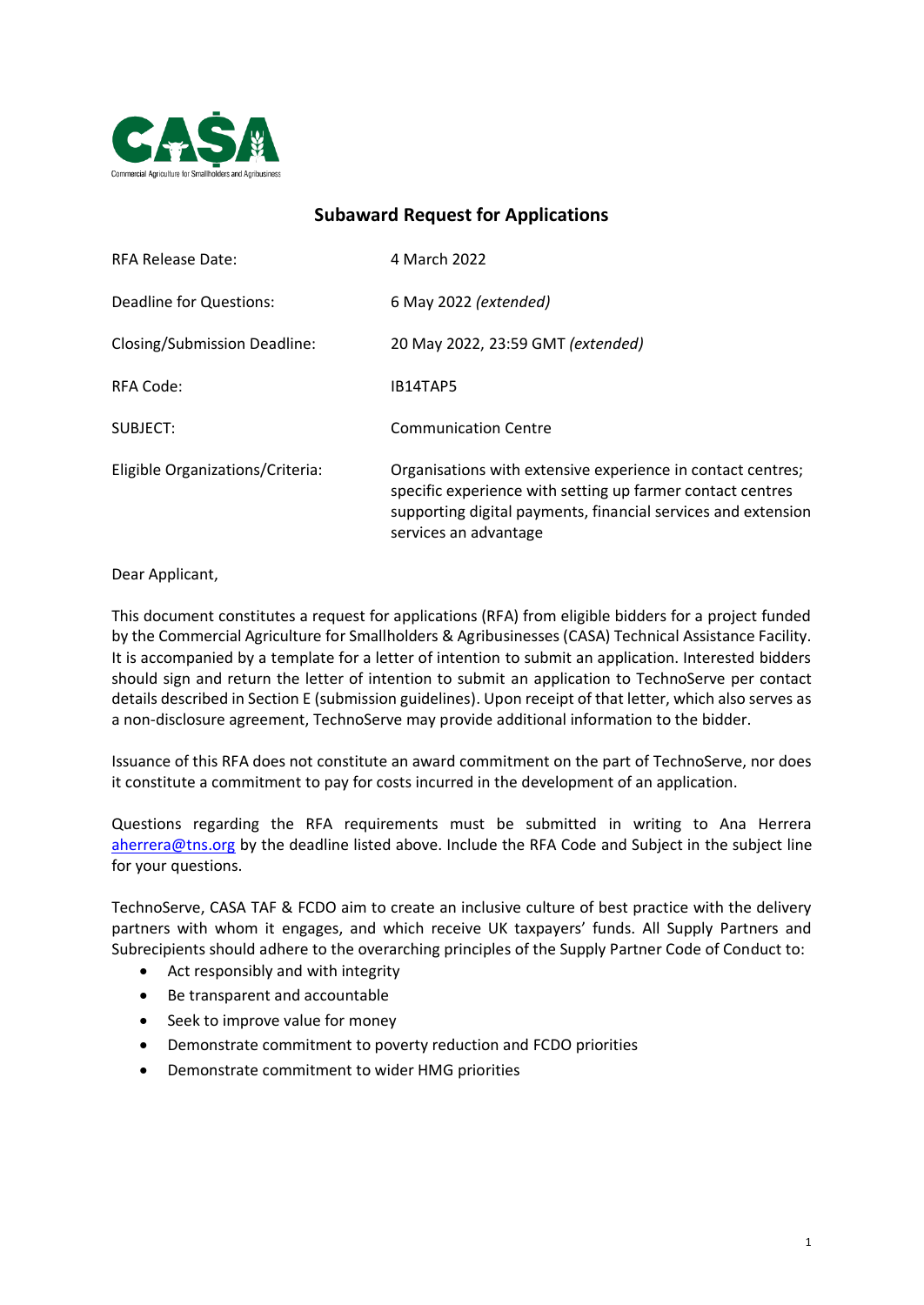CAŞA
Commercial Agriculture for Smallholders and Agribusiness

## Subaward Request for Applications

| | |
|---|---|
| RFA Release Date: | 4 March 2022 |
| Deadline for Questions: | 6 May 2022 *(extended)* |
| Closing/Submission Deadline: | 20 May 2022, 23:59 GMT *(extended)* |
| RFA Code: | IB14TAP5 |
| SUBJECT: | Communication Centre |
| Eligible Organizations/Criteria: | Organisations with extensive experience in contact centres; specific experience with setting up farmer contact centres supporting digital payments, financial services and extension services an advantage |

Dear Applicant,

This document constitutes a request for applications (RFA) from eligible bidders for a project funded by the Commercial Agriculture for Smallholders & Agribusinesses (CASA) Technical Assistance Facility. It is accompanied by a template for a letter of intention to submit an application. Interested bidders should sign and return the letter of intention to submit an application to TechnoServe per contact details described in Section E (submission guidelines). Upon receipt of that letter, which also serves as a non-disclosure agreement, TechnoServe may provide additional information to the bidder.

Issuance of this RFA does not constitute an award commitment on the part of TechnoServe, nor does it constitute a commitment to pay for costs incurred in the development of an application.

Questions regarding the RFA requirements must be submitted in writing to Ana Herrera [aherrera@tns.org](mailto:aherrera@tns.org) by the deadline listed above. Include the RFA Code and Subject in the subject line for your questions.

TechnoServe, CASA TAF & FCDO aim to create an inclusive culture of best practice with the delivery partners with whom it engages, and which receive UK taxpayers' funds. All Supply Partners and Subrecipients should adhere to the overarching principles of the Supply Partner Code of Conduct to:

- Act responsibly and with integrity
- Be transparent and accountable
- Seek to improve value for money
- Demonstrate commitment to poverty reduction and FCDO priorities
- Demonstrate commitment to wider HMG priorities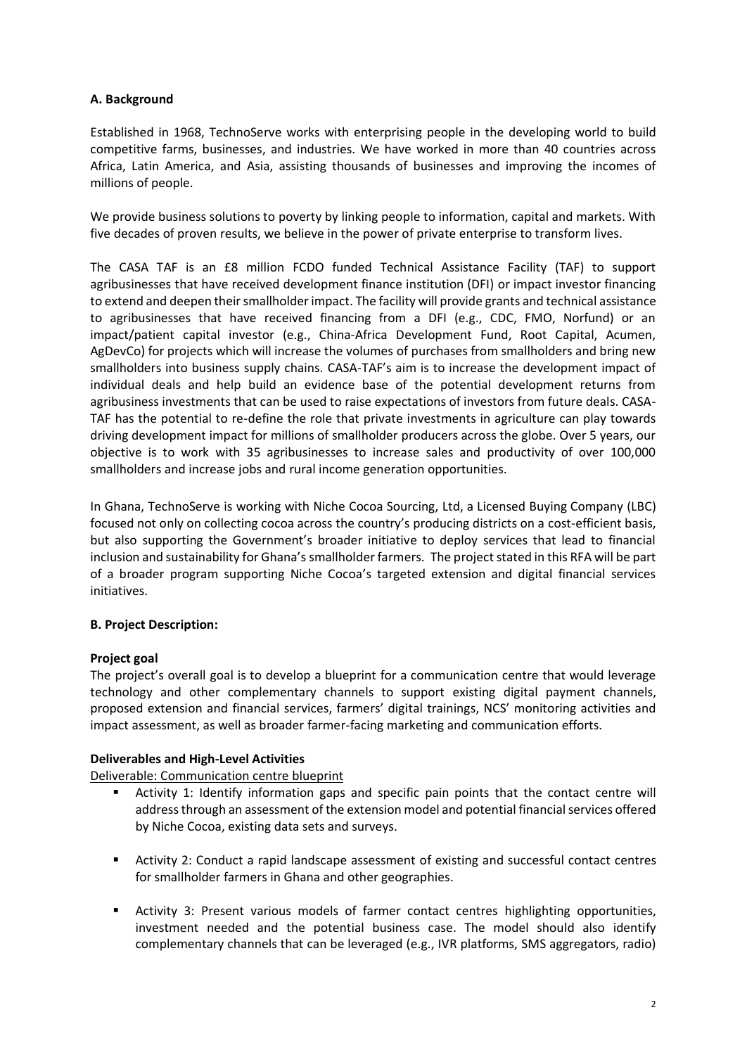### A. Background

Established in 1968, TechnoServe works with enterprising people in the developing world to build competitive farms, businesses, and industries. We have worked in more than 40 countries across Africa, Latin America, and Asia, assisting thousands of businesses and improving the incomes of millions of people.

We provide business solutions to poverty by linking people to information, capital and markets. With five decades of proven results, we believe in the power of private enterprise to transform lives.

The CASA TAF is an £8 million FCDO funded Technical Assistance Facility (TAF) to support agribusinesses that have received development finance institution (DFI) or impact investor financing to extend and deepen their smallholder impact. The facility will provide grants and technical assistance to agribusinesses that have received financing from a DFI (e.g., CDC, FMO, Norfund) or an impact/patient capital investor (e.g., China-Africa Development Fund, Root Capital, Acumen, AgDevCo) for projects which will increase the volumes of purchases from smallholders and bring new smallholders into business supply chains. CASA-TAF's aim is to increase the development impact of individual deals and help build an evidence base of the potential development returns from agribusiness investments that can be used to raise expectations of investors from future deals. CASA-TAF has the potential to re-define the role that private investments in agriculture can play towards driving development impact for millions of smallholder producers across the globe. Over 5 years, our objective is to work with 35 agribusinesses to increase sales and productivity of over 100,000 smallholders and increase jobs and rural income generation opportunities.

In Ghana, TechnoServe is working with Niche Cocoa Sourcing, Ltd, a Licensed Buying Company (LBC) focused not only on collecting cocoa across the country's producing districts on a cost-efficient basis, but also supporting the Government's broader initiative to deploy services that lead to financial inclusion and sustainability for Ghana's smallholder farmers. The project stated in this RFA will be part of a broader program supporting Niche Cocoa's targeted extension and digital financial services initiatives.

### B. Project Description:

#### Project goal

The project's overall goal is to develop a blueprint for a communication centre that would leverage technology and other complementary channels to support existing digital payment channels, proposed extension and financial services, farmers' digital trainings, NCS' monitoring activities and impact assessment, as well as broader farmer-facing marketing and communication efforts.

#### Deliverables and High-Level Activities

Deliverable: Communication centre blueprint

- Activity 1: Identify information gaps and specific pain points that the contact centre will address through an assessment of the extension model and potential financial services offered by Niche Cocoa, existing data sets and surveys.

- Activity 2: Conduct a rapid landscape assessment of existing and successful contact centres for smallholder farmers in Ghana and other geographies.

- Activity 3: Present various models of farmer contact centres highlighting opportunities, investment needed and the potential business case. The model should also identify complementary channels that can be leveraged (e.g., IVR platforms, SMS aggregators, radio)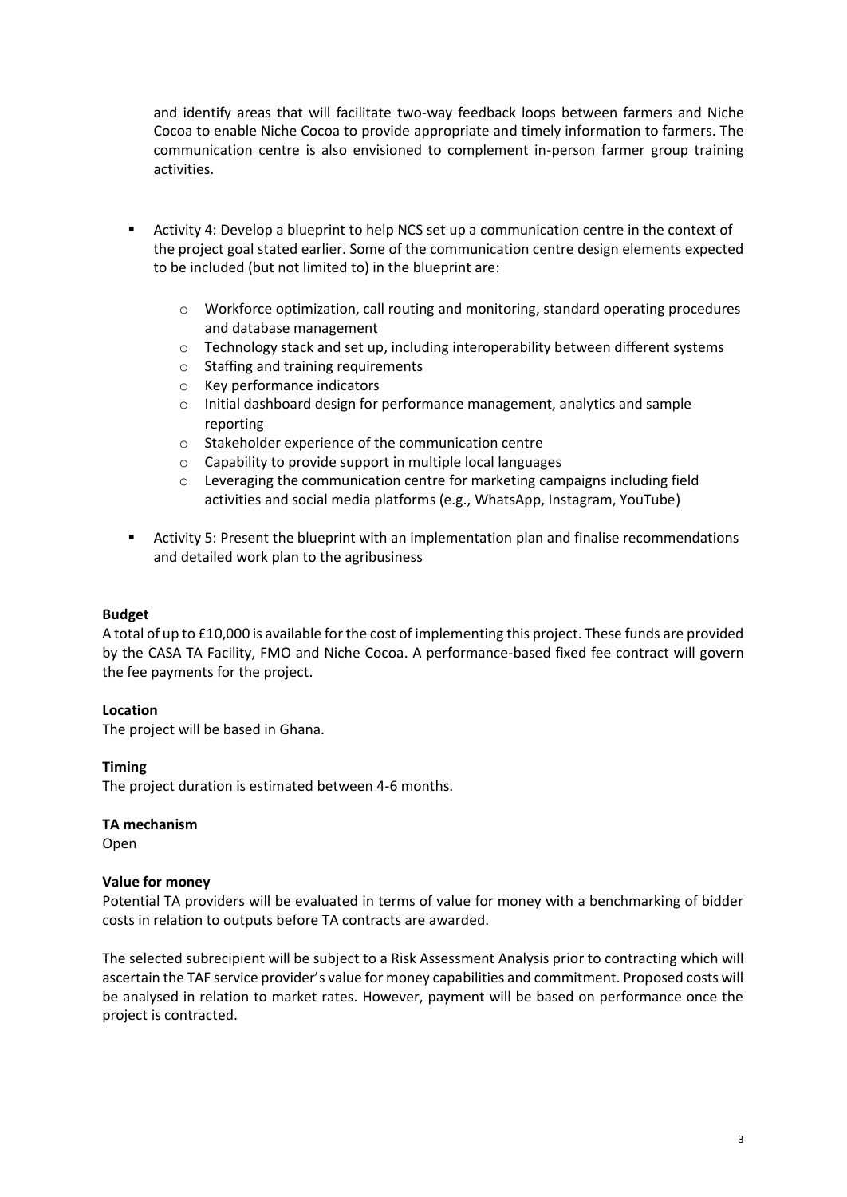and identify areas that will facilitate two-way feedback loops between farmers and Niche Cocoa to enable Niche Cocoa to provide appropriate and timely information to farmers. The communication centre is also envisioned to complement in-person farmer group training activities.

- Activity 4: Develop a blueprint to help NCS set up a communication centre in the context of the project goal stated earlier. Some of the communication centre design elements expected to be included (but not limited to) in the blueprint are:
  - Workforce optimization, call routing and monitoring, standard operating procedures and database management
  - Technology stack and set up, including interoperability between different systems
  - Staffing and training requirements
  - Key performance indicators
  - Initial dashboard design for performance management, analytics and sample reporting
  - Stakeholder experience of the communication centre
  - Capability to provide support in multiple local languages
  - Leveraging the communication centre for marketing campaigns including field activities and social media platforms (e.g., WhatsApp, Instagram, YouTube)
- Activity 5: Present the blueprint with an implementation plan and finalise recommendations and detailed work plan to the agribusiness

**Budget**

A total of up to £10,000 is available for the cost of implementing this project. These funds are provided by the CASA TA Facility, FMO and Niche Cocoa. A performance-based fixed fee contract will govern the fee payments for the project.

**Location**

The project will be based in Ghana.

**Timing**

The project duration is estimated between 4-6 months.

**TA mechanism**

Open

**Value for money**

Potential TA providers will be evaluated in terms of value for money with a benchmarking of bidder costs in relation to outputs before TA contracts are awarded.

The selected subrecipient will be subject to a Risk Assessment Analysis prior to contracting which will ascertain the TAF service provider's value for money capabilities and commitment. Proposed costs will be analysed in relation to market rates. However, payment will be based on performance once the project is contracted.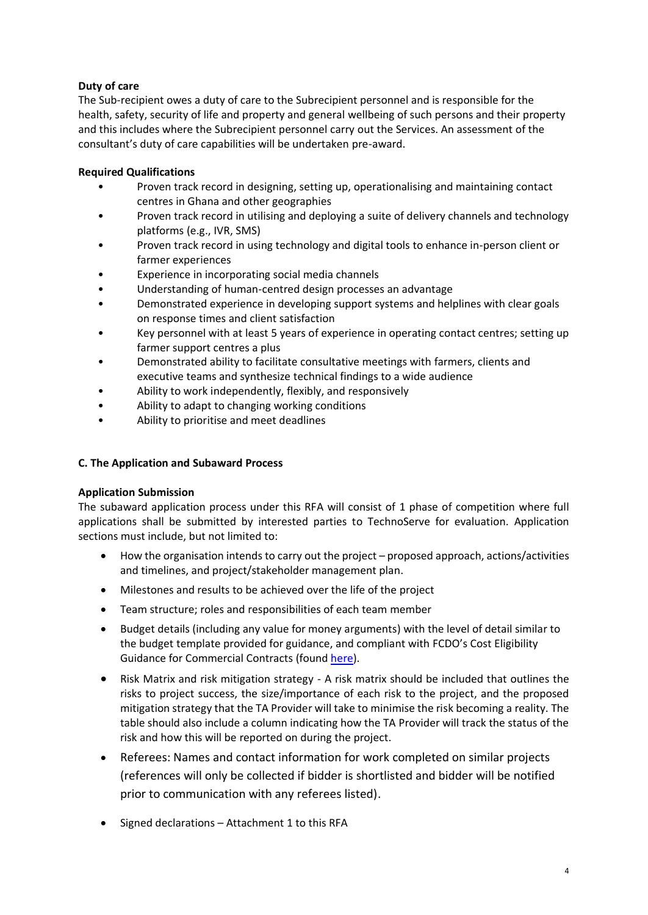**Duty of care**

The Sub-recipient owes a duty of care to the Subrecipient personnel and is responsible for the health, safety, security of life and property and general wellbeing of such persons and their property and this includes where the Subrecipient personnel carry out the Services. An assessment of the consultant's duty of care capabilities will be undertaken pre-award.

**Required Qualifications**

- Proven track record in designing, setting up, operationalising and maintaining contact centres in Ghana and other geographies
- Proven track record in utilising and deploying a suite of delivery channels and technology platforms (e.g., IVR, SMS)
- Proven track record in using technology and digital tools to enhance in-person client or farmer experiences
- Experience in incorporating social media channels
- Understanding of human-centred design processes an advantage
- Demonstrated experience in developing support systems and helplines with clear goals on response times and client satisfaction
- Key personnel with at least 5 years of experience in operating contact centres; setting up farmer support centres a plus
- Demonstrated ability to facilitate consultative meetings with farmers, clients and executive teams and synthesize technical findings to a wide audience
- Ability to work independently, flexibly, and responsively
- Ability to adapt to changing working conditions
- Ability to prioritise and meet deadlines

**C. The Application and Subaward Process**

**Application Submission**

The subaward application process under this RFA will consist of 1 phase of competition where full applications shall be submitted by interested parties to TechnoServe for evaluation. Application sections must include, but not limited to:

- How the organisation intends to carry out the project – proposed approach, actions/activities and timelines, and project/stakeholder management plan.
- Milestones and results to be achieved over the life of the project
- Team structure; roles and responsibilities of each team member
- Budget details (including any value for money arguments) with the level of detail similar to the budget template provided for guidance, and compliant with FCDO's Cost Eligibility Guidance for Commercial Contracts (found here).
- Risk Matrix and risk mitigation strategy - A risk matrix should be included that outlines the risks to project success, the size/importance of each risk to the project, and the proposed mitigation strategy that the TA Provider will take to minimise the risk becoming a reality. The table should also include a column indicating how the TA Provider will track the status of the risk and how this will be reported on during the project.
- Referees: Names and contact information for work completed on similar projects (references will only be collected if bidder is shortlisted and bidder will be notified prior to communication with any referees listed).
- Signed declarations – Attachment 1 to this RFA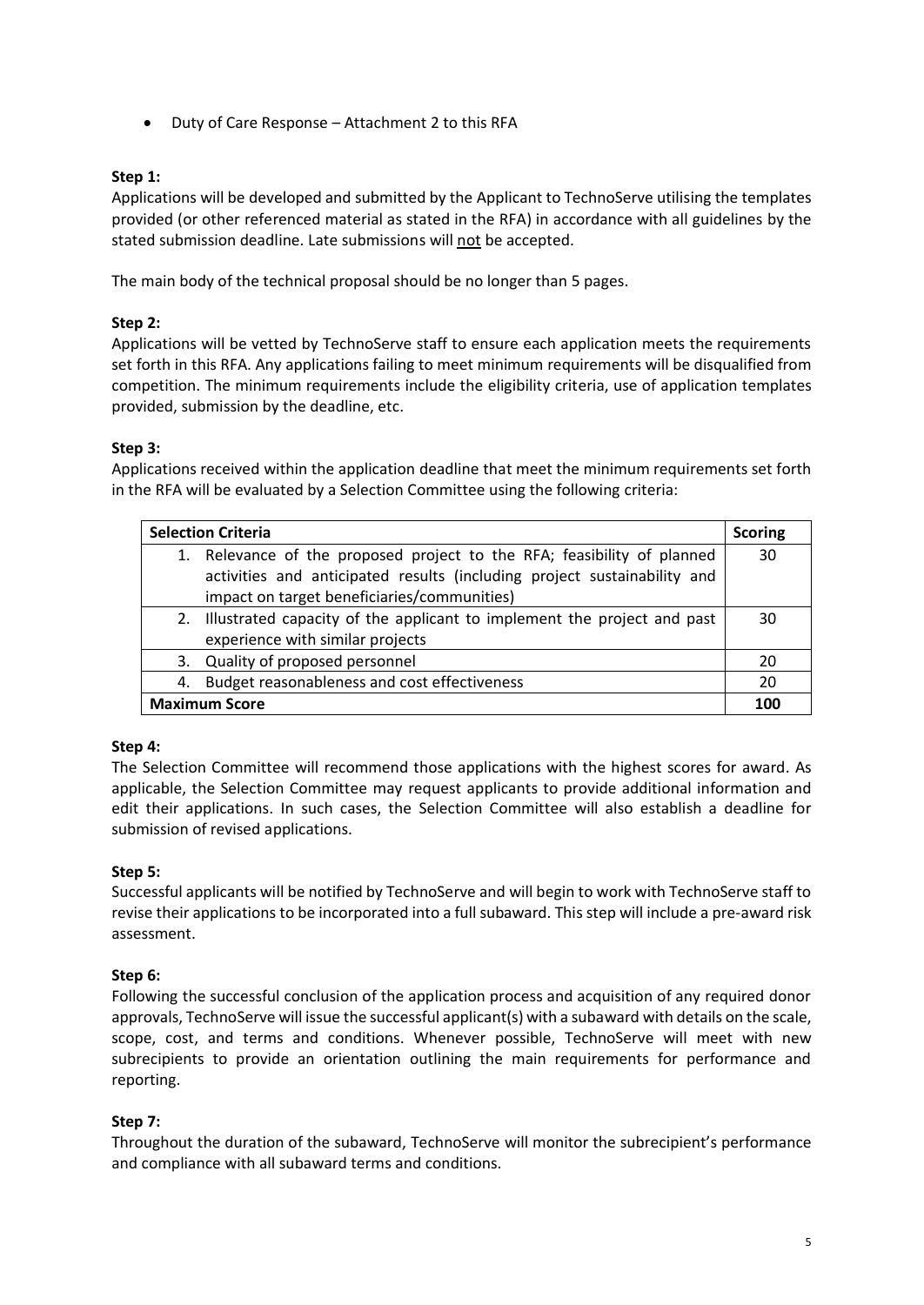- Duty of Care Response – Attachment 2 to this RFA

**Step 1:**
Applications will be developed and submitted by the Applicant to TechnoServe utilising the templates provided (or other referenced material as stated in the RFA) in accordance with all guidelines by the stated submission deadline. Late submissions will not be accepted.

The main body of the technical proposal should be no longer than 5 pages.

**Step 2:**
Applications will be vetted by TechnoServe staff to ensure each application meets the requirements set forth in this RFA. Any applications failing to meet minimum requirements will be disqualified from competition. The minimum requirements include the eligibility criteria, use of application templates provided, submission by the deadline, etc.

**Step 3:**
Applications received within the application deadline that meet the minimum requirements set forth in the RFA will be evaluated by a Selection Committee using the following criteria:

| Selection Criteria | Scoring |
|---|---|
| 1. Relevance of the proposed project to the RFA; feasibility of planned activities and anticipated results (including project sustainability and impact on target beneficiaries/communities) | 30 |
| 2. Illustrated capacity of the applicant to implement the project and past experience with similar projects | 30 |
| 3. Quality of proposed personnel | 20 |
| 4. Budget reasonableness and cost effectiveness | 20 |
| **Maximum Score** | **100** |

**Step 4:**
The Selection Committee will recommend those applications with the highest scores for award. As applicable, the Selection Committee may request applicants to provide additional information and edit their applications. In such cases, the Selection Committee will also establish a deadline for submission of revised applications.

**Step 5:**
Successful applicants will be notified by TechnoServe and will begin to work with TechnoServe staff to revise their applications to be incorporated into a full subaward. This step will include a pre-award risk assessment.

**Step 6:**
Following the successful conclusion of the application process and acquisition of any required donor approvals, TechnoServe will issue the successful applicant(s) with a subaward with details on the scale, scope, cost, and terms and conditions. Whenever possible, TechnoServe will meet with new subrecipients to provide an orientation outlining the main requirements for performance and reporting.

**Step 7:**
Throughout the duration of the subaward, TechnoServe will monitor the subrecipient's performance and compliance with all subaward terms and conditions.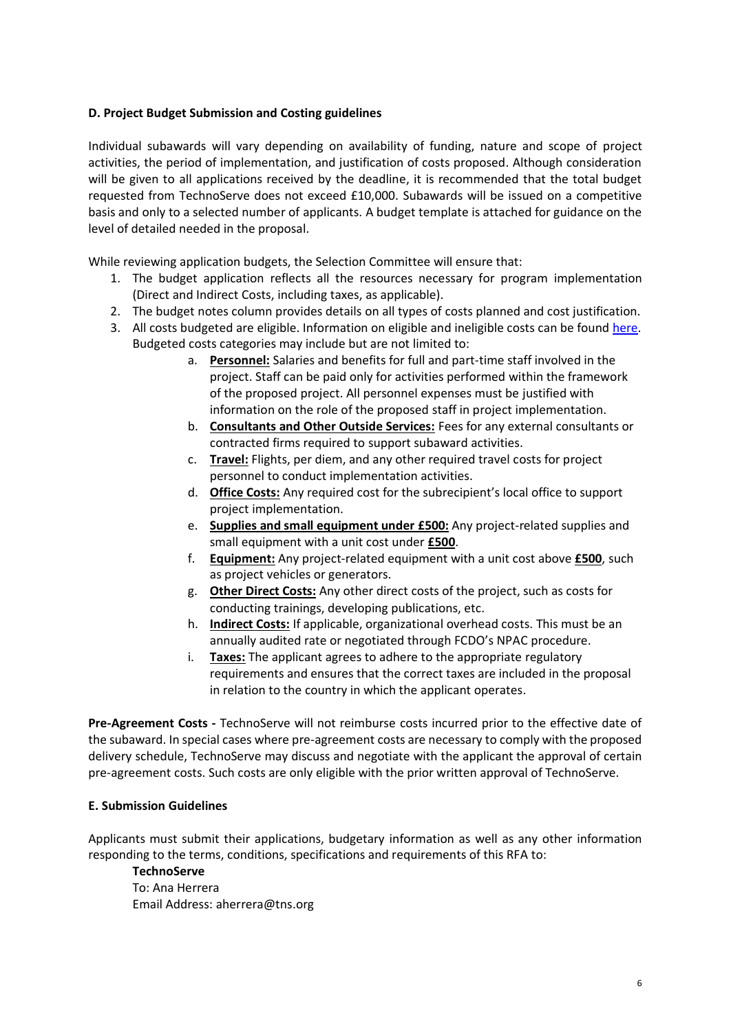**D. Project Budget Submission and Costing guidelines**

Individual subawards will vary depending on availability of funding, nature and scope of project activities, the period of implementation, and justification of costs proposed. Although consideration will be given to all applications received by the deadline, it is recommended that the total budget requested from TechnoServe does not exceed £10,000. Subawards will be issued on a competitive basis and only to a selected number of applicants. A budget template is attached for guidance on the level of detailed needed in the proposal.

While reviewing application budgets, the Selection Committee will ensure that:

1. The budget application reflects all the resources necessary for program implementation (Direct and Indirect Costs, including taxes, as applicable).
2. The budget notes column provides details on all types of costs planned and cost justification.
3. All costs budgeted are eligible. Information on eligible and ineligible costs can be found here. Budgeted costs categories may include but are not limited to:
    a. **Personnel:** Salaries and benefits for full and part-time staff involved in the project. Staff can be paid only for activities performed within the framework of the proposed project. All personnel expenses must be justified with information on the role of the proposed staff in project implementation.
    b. **Consultants and Other Outside Services:** Fees for any external consultants or contracted firms required to support subaward activities.
    c. **Travel:** Flights, per diem, and any other required travel costs for project personnel to conduct implementation activities.
    d. **Office Costs:** Any required cost for the subrecipient's local office to support project implementation.
    e. **Supplies and small equipment under £500:** Any project-related supplies and small equipment with a unit cost under **£500**.
    f. **Equipment:** Any project-related equipment with a unit cost above **£500**, such as project vehicles or generators.
    g. **Other Direct Costs:** Any other direct costs of the project, such as costs for conducting trainings, developing publications, etc.
    h. **Indirect Costs:** If applicable, organizational overhead costs. This must be an annually audited rate or negotiated through FCDO's NPAC procedure.
    i. **Taxes:** The applicant agrees to adhere to the appropriate regulatory requirements and ensures that the correct taxes are included in the proposal in relation to the country in which the applicant operates.

**Pre-Agreement Costs -** TechnoServe will not reimburse costs incurred prior to the effective date of the subaward. In special cases where pre-agreement costs are necessary to comply with the proposed delivery schedule, TechnoServe may discuss and negotiate with the applicant the approval of certain pre-agreement costs. Such costs are only eligible with the prior written approval of TechnoServe.

**E. Submission Guidelines**

Applicants must submit their applications, budgetary information as well as any other information responding to the terms, conditions, specifications and requirements of this RFA to:

**TechnoServe**
To: Ana Herrera
Email Address: aherrera@tns.org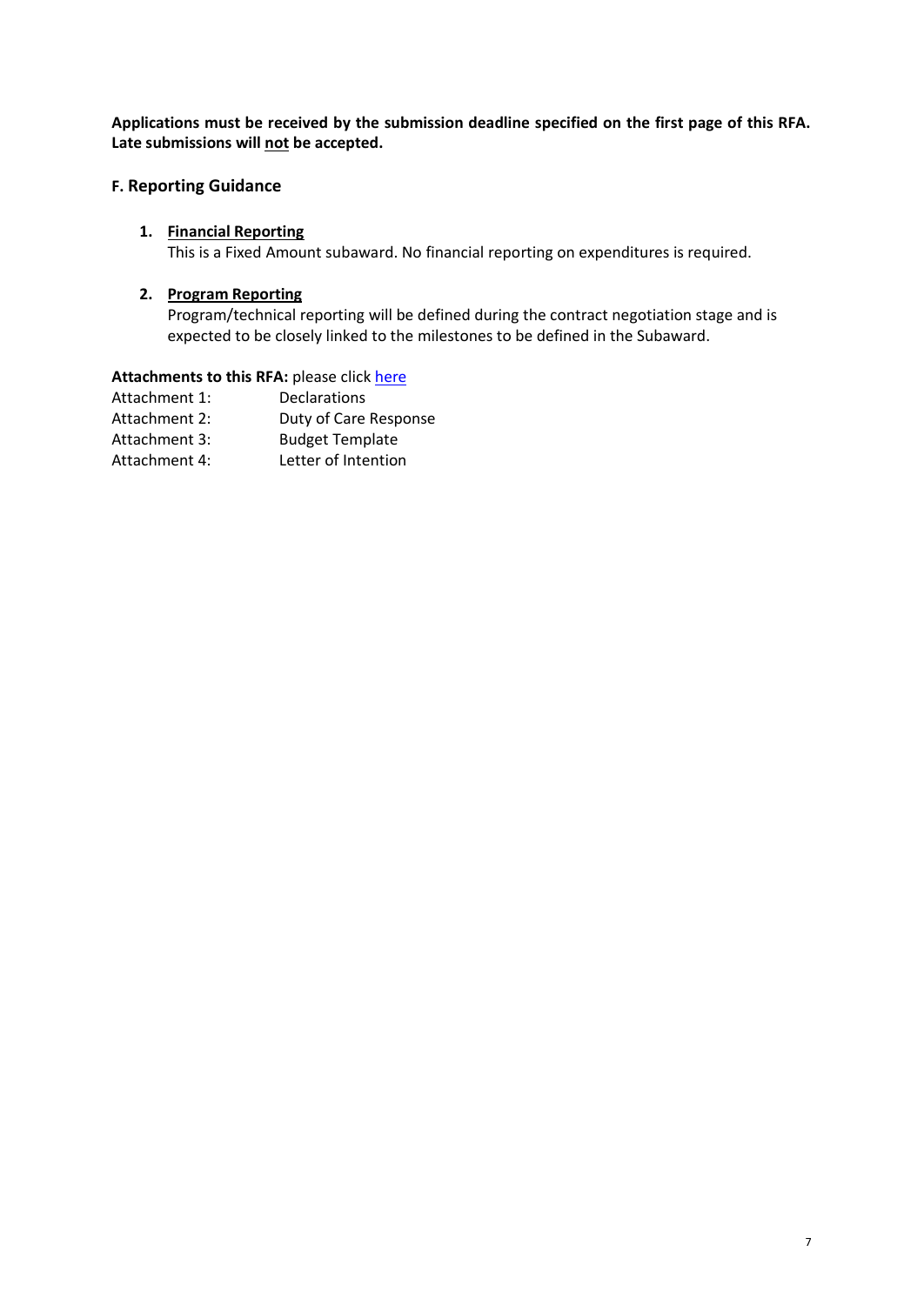**Applications must be received by the submission deadline specified on the first page of this RFA. Late submissions will not be accepted.**

## F. Reporting Guidance

1. **Financial Reporting**
   This is a Fixed Amount subaward. No financial reporting on expenditures is required.

2. **Program Reporting**
   Program/technical reporting will be defined during the contract negotiation stage and is expected to be closely linked to the milestones to be defined in the Subaward.

**Attachments to this RFA:** please click here

Attachment 1: Declarations
Attachment 2: Duty of Care Response
Attachment 3: Budget Template
Attachment 4: Letter of Intention